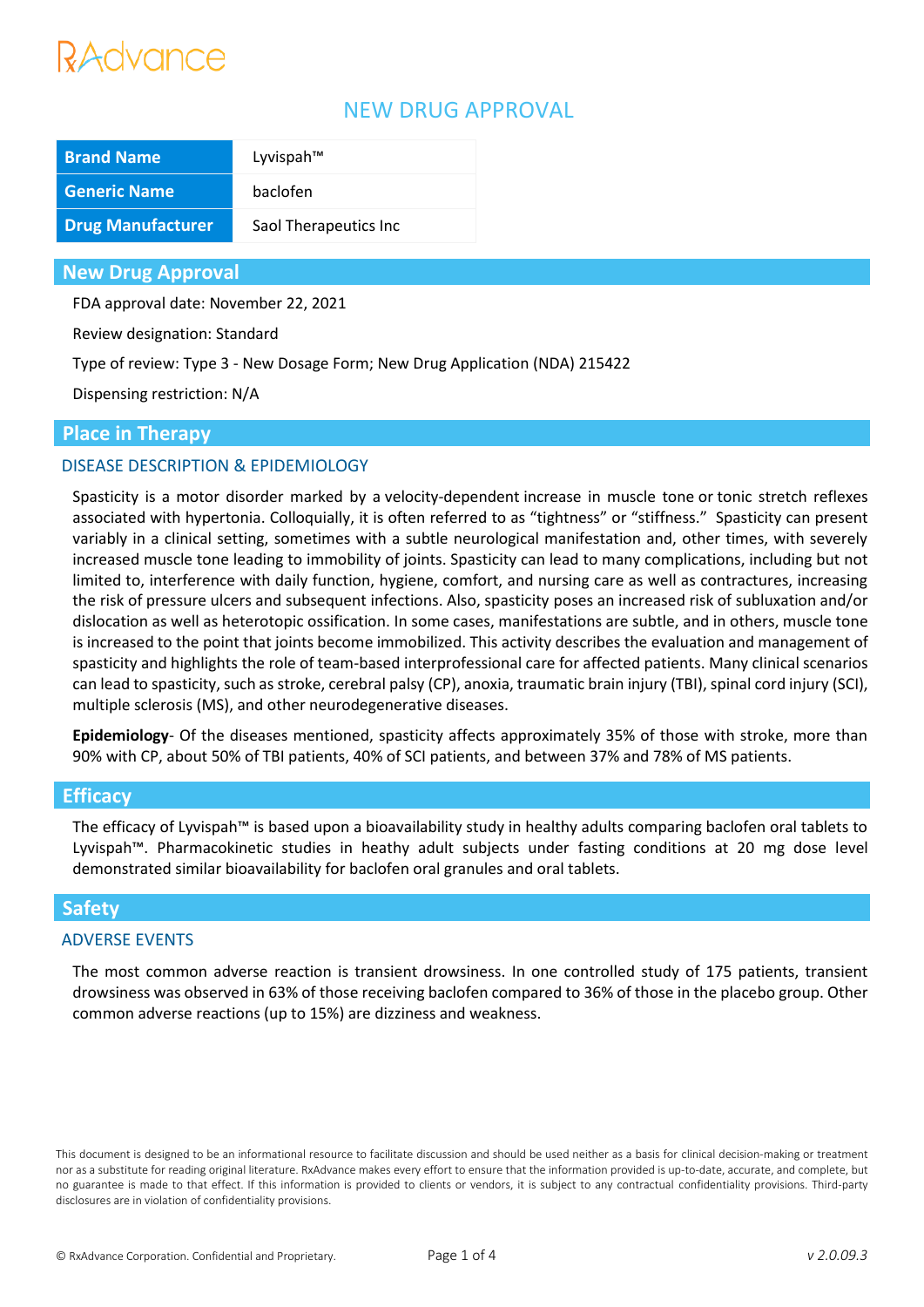RAdvance

# NEW DRUG APPROVAL

| Brand Name | Lyvispah™ |
| --- | --- |
| Generic Name | baclofen |
| Drug Manufacturer | Saol Therapeutics Inc |

## New Drug Approval

FDA approval date: November 22, 2021

Review designation: Standard

Type of review: Type 3 - New Dosage Form; New Drug Application (NDA) 215422

Dispensing restriction: N/A

## Place in Therapy

### DISEASE DESCRIPTION & EPIDEMIOLOGY

Spasticity is a motor disorder marked by a velocity-dependent increase in muscle tone or tonic stretch reflexes associated with hypertonia. Colloquially, it is often referred to as "tightness" or "stiffness." Spasticity can present variably in a clinical setting, sometimes with a subtle neurological manifestation and, other times, with severely increased muscle tone leading to immobility of joints. Spasticity can lead to many complications, including but not limited to, interference with daily function, hygiene, comfort, and nursing care as well as contractures, increasing the risk of pressure ulcers and subsequent infections. Also, spasticity poses an increased risk of subluxation and/or dislocation as well as heterotopic ossification. In some cases, manifestations are subtle, and in others, muscle tone is increased to the point that joints become immobilized. This activity describes the evaluation and management of spasticity and highlights the role of team-based interprofessional care for affected patients. Many clinical scenarios can lead to spasticity, such as stroke, cerebral palsy (CP), anoxia, traumatic brain injury (TBI), spinal cord injury (SCI), multiple sclerosis (MS), and other neurodegenerative diseases.

**Epidemiology**- Of the diseases mentioned, spasticity affects approximately 35% of those with stroke, more than 90% with CP, about 50% of TBI patients, 40% of SCI patients, and between 37% and 78% of MS patients.

## Efficacy

The efficacy of Lyvispah™ is based upon a bioavailability study in healthy adults comparing baclofen oral tablets to Lyvispah™. Pharmacokinetic studies in heathy adult subjects under fasting conditions at 20 mg dose level demonstrated similar bioavailability for baclofen oral granules and oral tablets.

## Safety

### ADVERSE EVENTS

The most common adverse reaction is transient drowsiness. In one controlled study of 175 patients, transient drowsiness was observed in 63% of those receiving baclofen compared to 36% of those in the placebo group. Other common adverse reactions (up to 15%) are dizziness and weakness.

This document is designed to be an informational resource to facilitate discussion and should be used neither as a basis for clinical decision-making or treatment nor as a substitute for reading original literature. RxAdvance makes every effort to ensure that the information provided is up-to-date, accurate, and complete, but no guarantee is made to that effect. If this information is provided to clients or vendors, it is subject to any contractual confidentiality provisions. Third-party disclosures are in violation of confidentiality provisions.

© RxAdvance Corporation. Confidential and Proprietary.

*v 2.0.09.3*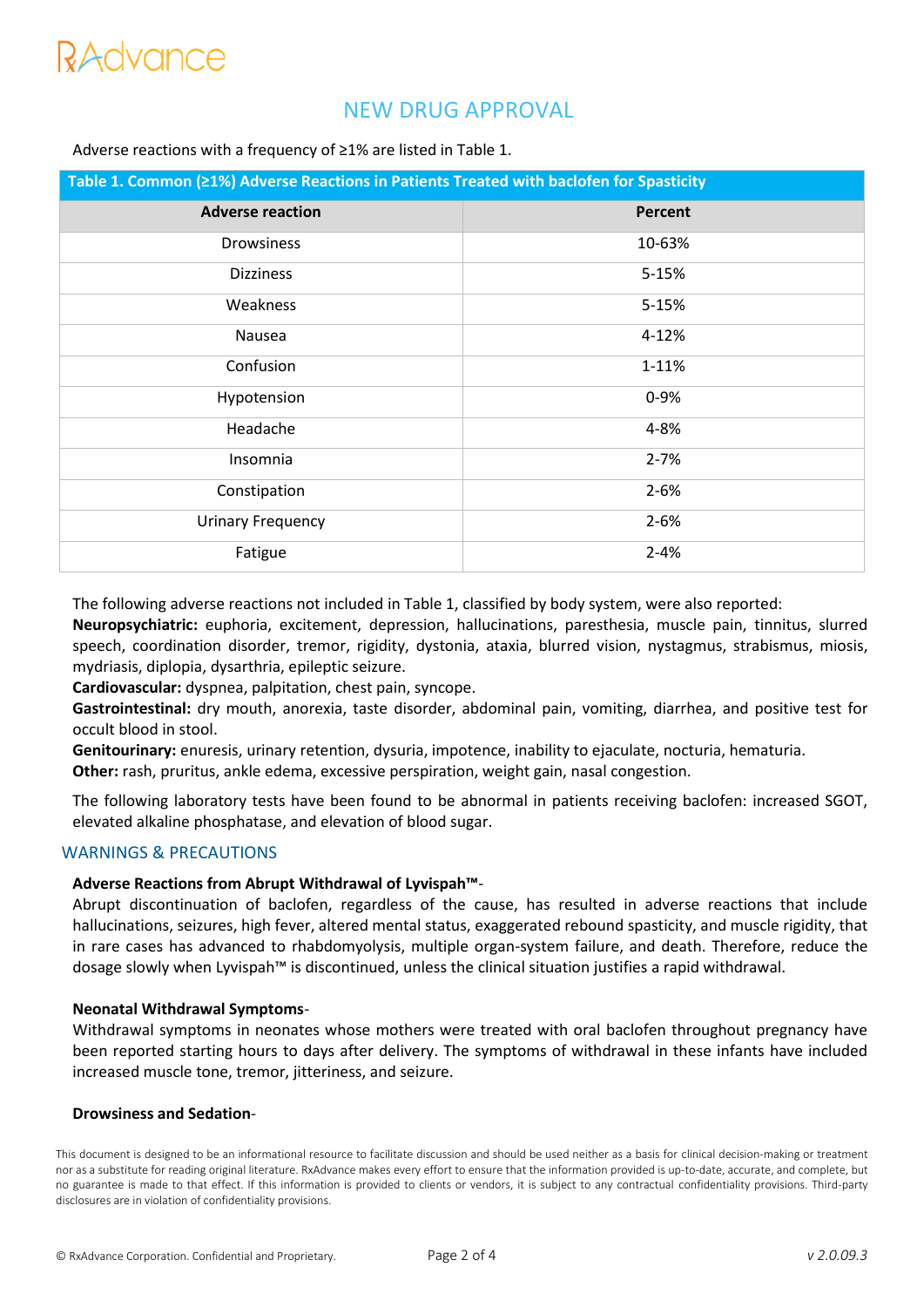## NEW DRUG APPROVAL

Adverse reactions with a frequency of ≥1% are listed in Table 1.

**Table 1. Common (≥1%) Adverse Reactions in Patients Treated with baclofen for Spasticity**

| Adverse reaction | Percent |
|---|---|
| Drowsiness | 10-63% |
| Dizziness | 5-15% |
| Weakness | 5-15% |
| Nausea | 4-12% |
| Confusion | 1-11% |
| Hypotension | 0-9% |
| Headache | 4-8% |
| Insomnia | 2-7% |
| Constipation | 2-6% |
| Urinary Frequency | 2-6% |
| Fatigue | 2-4% |

The following adverse reactions not included in Table 1, classified by body system, were also reported:
**Neuropsychiatric:** euphoria, excitement, depression, hallucinations, paresthesia, muscle pain, tinnitus, slurred speech, coordination disorder, tremor, rigidity, dystonia, ataxia, blurred vision, nystagmus, strabismus, miosis, mydriasis, diplopia, dysarthria, epileptic seizure.
**Cardiovascular:** dyspnea, palpitation, chest pain, syncope.
**Gastrointestinal:** dry mouth, anorexia, taste disorder, abdominal pain, vomiting, diarrhea, and positive test for occult blood in stool.
**Genitourinary:** enuresis, urinary retention, dysuria, impotence, inability to ejaculate, nocturia, hematuria.
**Other:** rash, pruritus, ankle edema, excessive perspiration, weight gain, nasal congestion.

The following laboratory tests have been found to be abnormal in patients receiving baclofen: increased SGOT, elevated alkaline phosphatase, and elevation of blood sugar.

### WARNINGS & PRECAUTIONS

**Adverse Reactions from Abrupt Withdrawal of Lyvispah™**-
Abrupt discontinuation of baclofen, regardless of the cause, has resulted in adverse reactions that include hallucinations, seizures, high fever, altered mental status, exaggerated rebound spasticity, and muscle rigidity, that in rare cases has advanced to rhabdomyolysis, multiple organ-system failure, and death. Therefore, reduce the dosage slowly when Lyvispah™ is discontinued, unless the clinical situation justifies a rapid withdrawal.

**Neonatal Withdrawal Symptoms**-
Withdrawal symptoms in neonates whose mothers were treated with oral baclofen throughout pregnancy have been reported starting hours to days after delivery. The symptoms of withdrawal in these infants have included increased muscle tone, tremor, jitteriness, and seizure.

**Drowsiness and Sedation**-

This document is designed to be an informational resource to facilitate discussion and should be used neither as a basis for clinical decision-making or treatment nor as a substitute for reading original literature. RxAdvance makes every effort to ensure that the information provided is up-to-date, accurate, and complete, but no guarantee is made to that effect. If this information is provided to clients or vendors, it is subject to any contractual confidentiality provisions. Third-party disclosures are in violation of confidentiality provisions.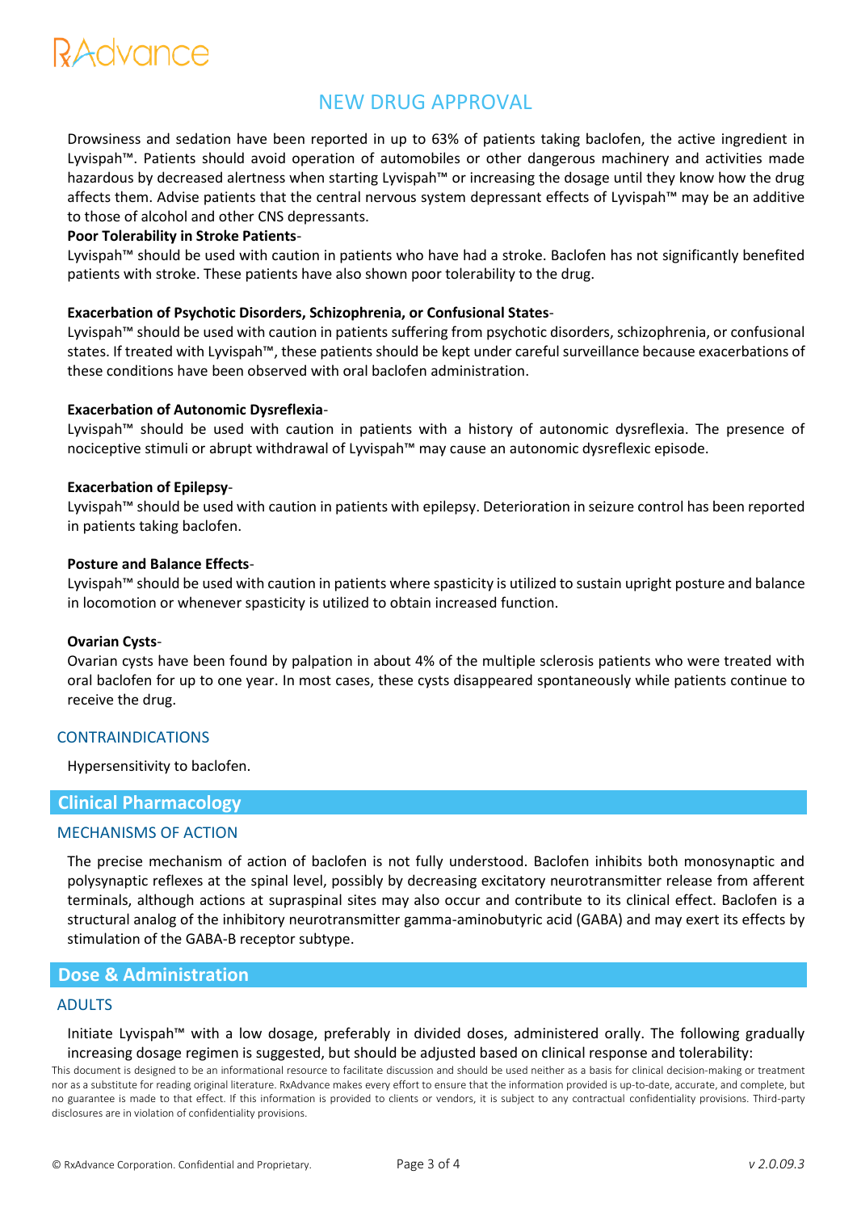# NEW DRUG APPROVAL

Drowsiness and sedation have been reported in up to 63% of patients taking baclofen, the active ingredient in Lyvispah™. Patients should avoid operation of automobiles or other dangerous machinery and activities made hazardous by decreased alertness when starting Lyvispah™ or increasing the dosage until they know how the drug affects them. Advise patients that the central nervous system depressant effects of Lyvispah™ may be an additive to those of alcohol and other CNS depressants.

**Poor Tolerability in Stroke Patients**-

Lyvispah™ should be used with caution in patients who have had a stroke. Baclofen has not significantly benefited patients with stroke. These patients have also shown poor tolerability to the drug.

**Exacerbation of Psychotic Disorders, Schizophrenia, or Confusional States**-

Lyvispah™ should be used with caution in patients suffering from psychotic disorders, schizophrenia, or confusional states. If treated with Lyvispah™, these patients should be kept under careful surveillance because exacerbations of these conditions have been observed with oral baclofen administration.

**Exacerbation of Autonomic Dysreflexia**-

Lyvispah™ should be used with caution in patients with a history of autonomic dysreflexia. The presence of nociceptive stimuli or abrupt withdrawal of Lyvispah™ may cause an autonomic dysreflexic episode.

**Exacerbation of Epilepsy**-

Lyvispah™ should be used with caution in patients with epilepsy. Deterioration in seizure control has been reported in patients taking baclofen.

**Posture and Balance Effects**-

Lyvispah™ should be used with caution in patients where spasticity is utilized to sustain upright posture and balance in locomotion or whenever spasticity is utilized to obtain increased function.

**Ovarian Cysts**-

Ovarian cysts have been found by palpation in about 4% of the multiple sclerosis patients who were treated with oral baclofen for up to one year. In most cases, these cysts disappeared spontaneously while patients continue to receive the drug.

### CONTRAINDICATIONS

Hypersensitivity to baclofen.

## Clinical Pharmacology

### MECHANISMS OF ACTION

The precise mechanism of action of baclofen is not fully understood. Baclofen inhibits both monosynaptic and polysynaptic reflexes at the spinal level, possibly by decreasing excitatory neurotransmitter release from afferent terminals, although actions at supraspinal sites may also occur and contribute to its clinical effect. Baclofen is a structural analog of the inhibitory neurotransmitter gamma-aminobutyric acid (GABA) and may exert its effects by stimulation of the GABA-B receptor subtype.

## Dose & Administration

### ADULTS

Initiate Lyvispah™ with a low dosage, preferably in divided doses, administered orally. The following gradually increasing dosage regimen is suggested, but should be adjusted based on clinical response and tolerability:

This document is designed to be an informational resource to facilitate discussion and should be used neither as a basis for clinical decision-making or treatment nor as a substitute for reading original literature. RxAdvance makes every effort to ensure that the information provided is up-to-date, accurate, and complete, but no guarantee is made to that effect. If this information is provided to clients or vendors, it is subject to any contractual confidentiality provisions. Third-party disclosures are in violation of confidentiality provisions.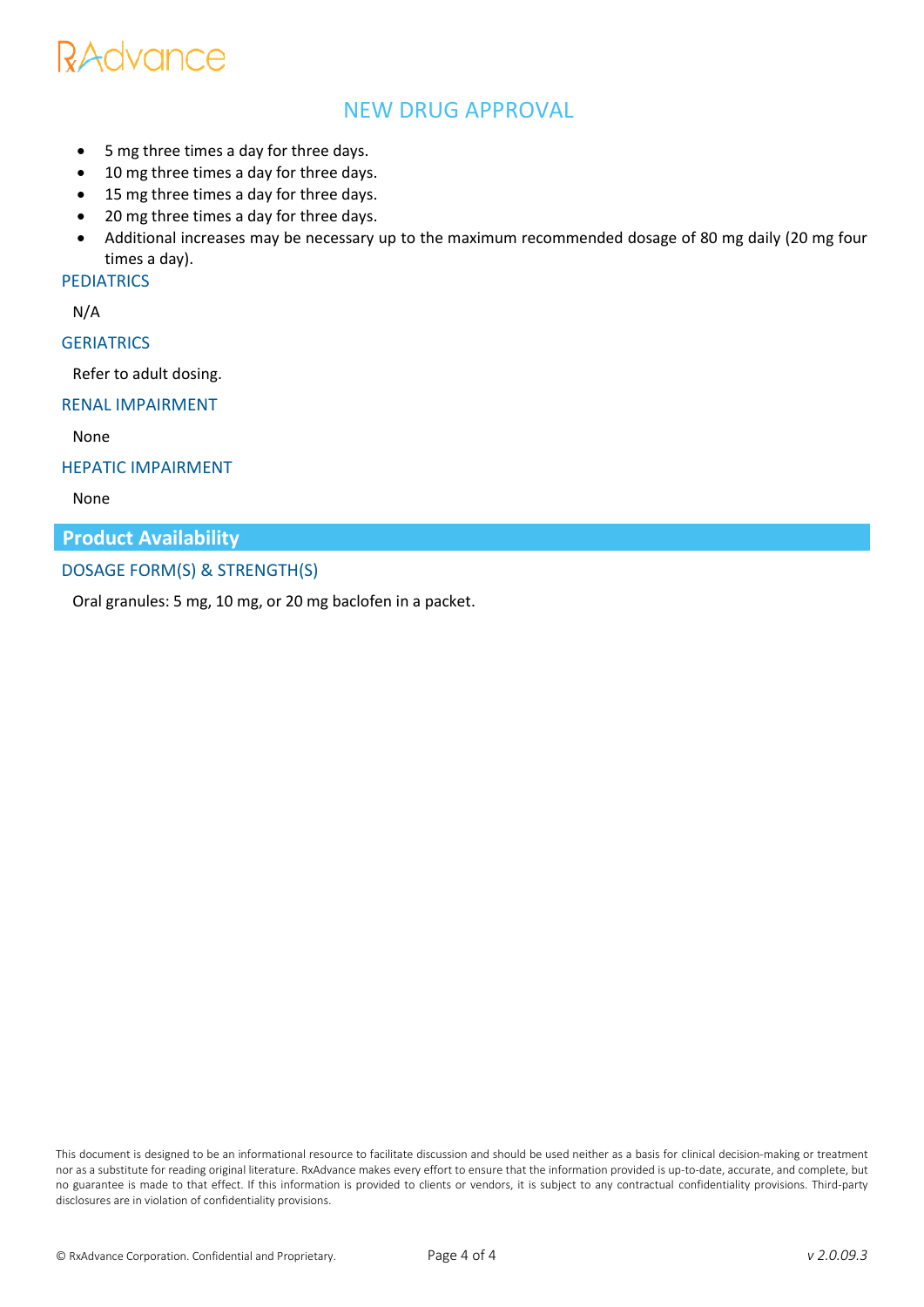- 5 mg three times a day for three days.
- 10 mg three times a day for three days.
- 15 mg three times a day for three days.
- 20 mg three times a day for three days.
- Additional increases may be necessary up to the maximum recommended dosage of 80 mg daily (20 mg four times a day).

### PEDIATRICS

N/A

### GERIATRICS

Refer to adult dosing.

### RENAL IMPAIRMENT

None

### HEPATIC IMPAIRMENT

None

## Product Availability

### DOSAGE FORM(S) & STRENGTH(S)

Oral granules: 5 mg, 10 mg, or 20 mg baclofen in a packet.

This document is designed to be an informational resource to facilitate discussion and should be used neither as a basis for clinical decision-making or treatment nor as a substitute for reading original literature. RxAdvance makes every effort to ensure that the information provided is up-to-date, accurate, and complete, but no guarantee is made to that effect. If this information is provided to clients or vendors, it is subject to any contractual confidentiality provisions. Third-party disclosures are in violation of confidentiality provisions.